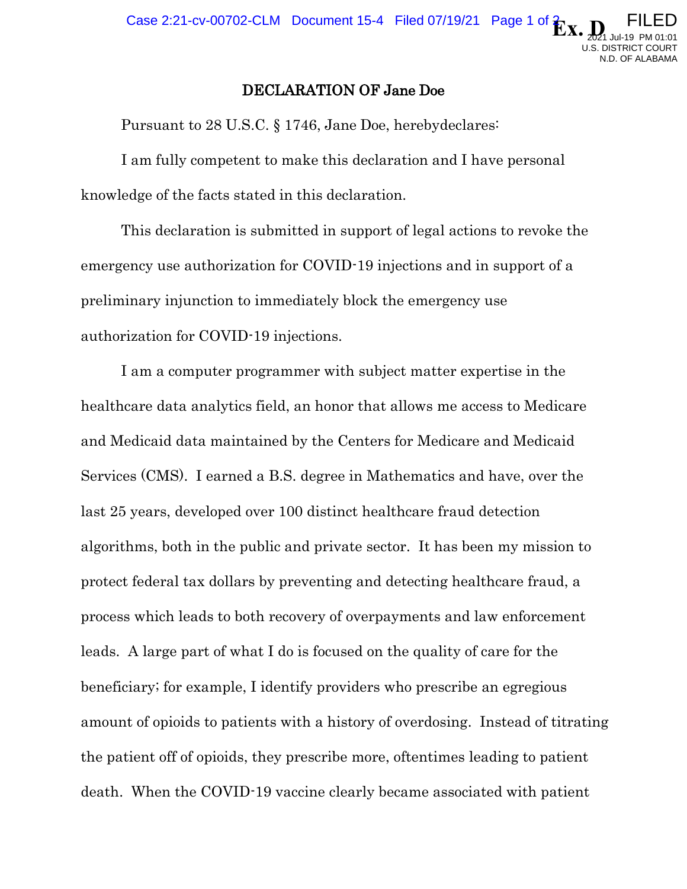# DECLARATION OF Jane Doe

Pursuant to 28 U.S.C. § 1746, Jane Doe, herebydeclares:

I am fully competent to make this declaration and I have personal knowledge of the facts stated in this declaration.

This declaration is submitted in support of legal actions to revoke the emergency use authorization for COVID-19 injections and in support of a preliminary injunction to immediately block the emergency use authorization for COVID-19 injections.

I am a computer programmer with subject matter expertise in the healthcare data analytics field, an honor that allows me access to Medicare and Medicaid data maintained by the Centers for Medicare and Medicaid Services (CMS). I earned a B.S. degree in Mathematics and have, over the last 25 years, developed over 100 distinct healthcare fraud detection algorithms, both in the public and private sector. It has been my mission to protect federal tax dollars by preventing and detecting healthcare fraud, a process which leads to both recovery of overpayments and law enforcement leads. A large part of what I do is focused on the quality of care for the beneficiary; for example, I identify providers who prescribe an egregious amount of opioids to patients with a history of overdosing. Instead of titrating the patient off of opioids, they prescribe more, oftentimes leading to patient death. When the COVID-19 vaccine clearly became associated with patient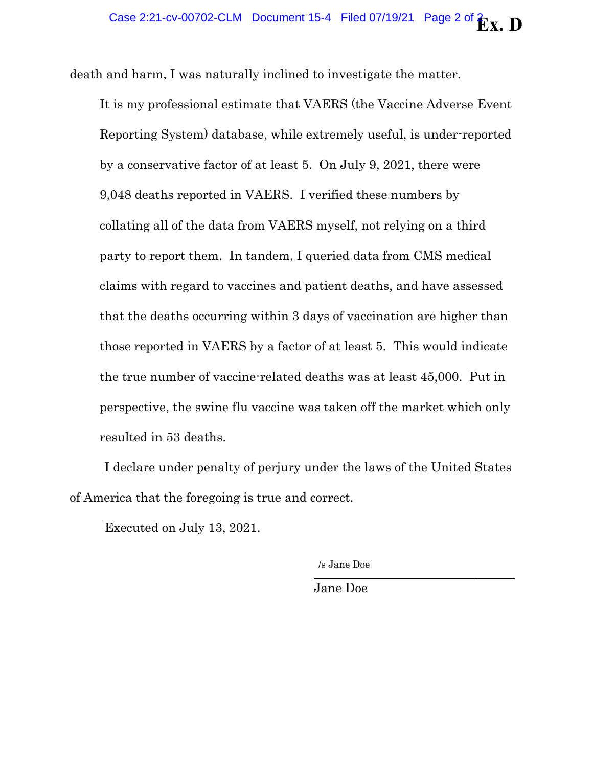death and harm, I was naturally inclined to investigate the matter.

It is my professional estimate that VAERS (the Vaccine Adverse Event Reporting System) database, while extremely useful, is under-reported by a conservative factor of at least 5. On July 9, 2021, there were 9,048 deaths reported in VAERS. I verified these numbers by collating all of the data from VAERS myself, not relying on a third party to report them. In tandem, I queried data from CMS medical claims with regard to vaccines and patient deaths, and have assessed that the deaths occurring within 3 days of vaccination are higher than those reported in VAERS by a factor of at least 5. This would indicate the true number of vaccine-related deaths was at least 45,000. Put in perspective, the swine flu vaccine was taken off the market which only resulted in 53 deaths.

I declare under penalty of perjury under the laws of the United States of America that the foregoing is true and correct.

Executed on July 13, 2021.

/s Jane Doe

Jane Doe